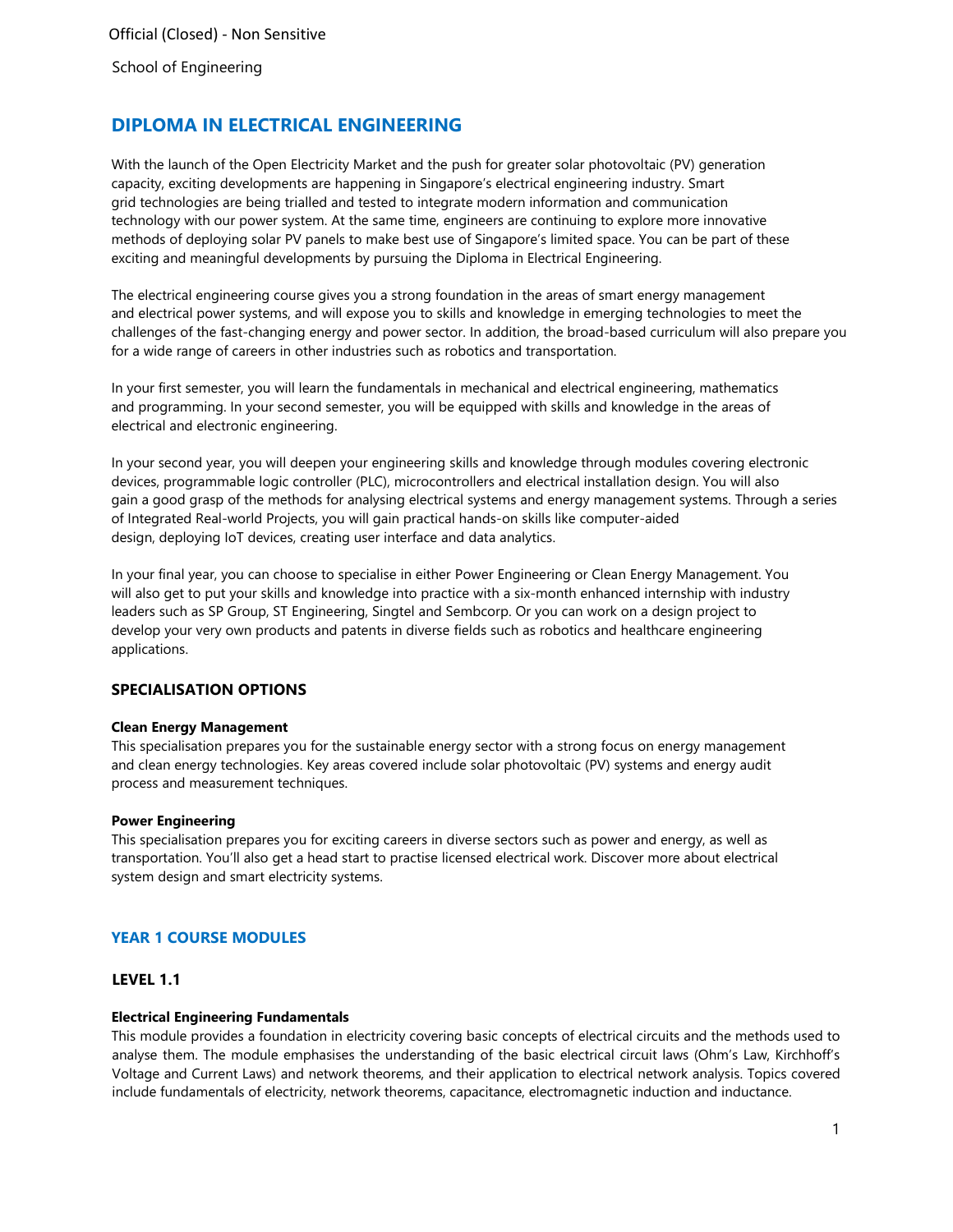Official (Closed) - Non Sensitive

School of Engineering

# DIPLOMA IN ELECTRICAL ENGINEERING

With the launch of the Open Electricity Market and the push for greater solar photovoltaic (PV) generation capacity, exciting developments are happening in Singapore's electrical engineering industry. Smart grid technologies are being trialled and tested to integrate modern information and communication technology with our power system. At the same time, engineers are continuing to explore more innovative methods of deploying solar PV panels to make best use of Singapore's limited space. You can be part of these exciting and meaningful developments by pursuing the Diploma in Electrical Engineering.

The electrical engineering course gives you a strong foundation in the areas of smart energy management and electrical power systems, and will expose you to skills and knowledge in emerging technologies to meet the challenges of the fast-changing energy and power sector. In addition, the broad-based curriculum will also prepare you for a wide range of careers in other industries such as robotics and transportation.

In your first semester, you will learn the fundamentals in mechanical and electrical engineering, mathematics and programming. In your second semester, you will be equipped with skills and knowledge in the areas of electrical and electronic engineering.

In your second year, you will deepen your engineering skills and knowledge through modules covering electronic devices, programmable logic controller (PLC), microcontrollers and electrical installation design. You will also gain a good grasp of the methods for analysing electrical systems and energy management systems. Through a series of Integrated Real-world Projects, you will gain practical hands-on skills like computer-aided design, deploying IoT devices, creating user interface and data analytics.

In your final year, you can choose to specialise in either Power Engineering or Clean Energy Management. You will also get to put your skills and knowledge into practice with a six-month enhanced internship with industry leaders such as SP Group, ST Engineering, Singtel and Sembcorp. Or you can work on a design project to develop your very own products and patents in diverse fields such as robotics and healthcare engineering applications.

## SPECIALISATION OPTIONS

**Clean Energy Management**
This specialisation prepares you for the sustainable energy sector with a strong focus on energy management and clean energy technologies. Key areas covered include solar photovoltaic (PV) systems and energy audit process and measurement techniques.

**Power Engineering**
This specialisation prepares you for exciting careers in diverse sectors such as power and energy, as well as transportation. You'll also get a head start to practise licensed electrical work. Discover more about electrical system design and smart electricity systems.

## YEAR 1 COURSE MODULES

### LEVEL 1.1

**Electrical Engineering Fundamentals**
This module provides a foundation in electricity covering basic concepts of electrical circuits and the methods used to analyse them. The module emphasises the understanding of the basic electrical circuit laws (Ohm's Law, Kirchhoff's Voltage and Current Laws) and network theorems, and their application to electrical network analysis. Topics covered include fundamentals of electricity, network theorems, capacitance, electromagnetic induction and inductance.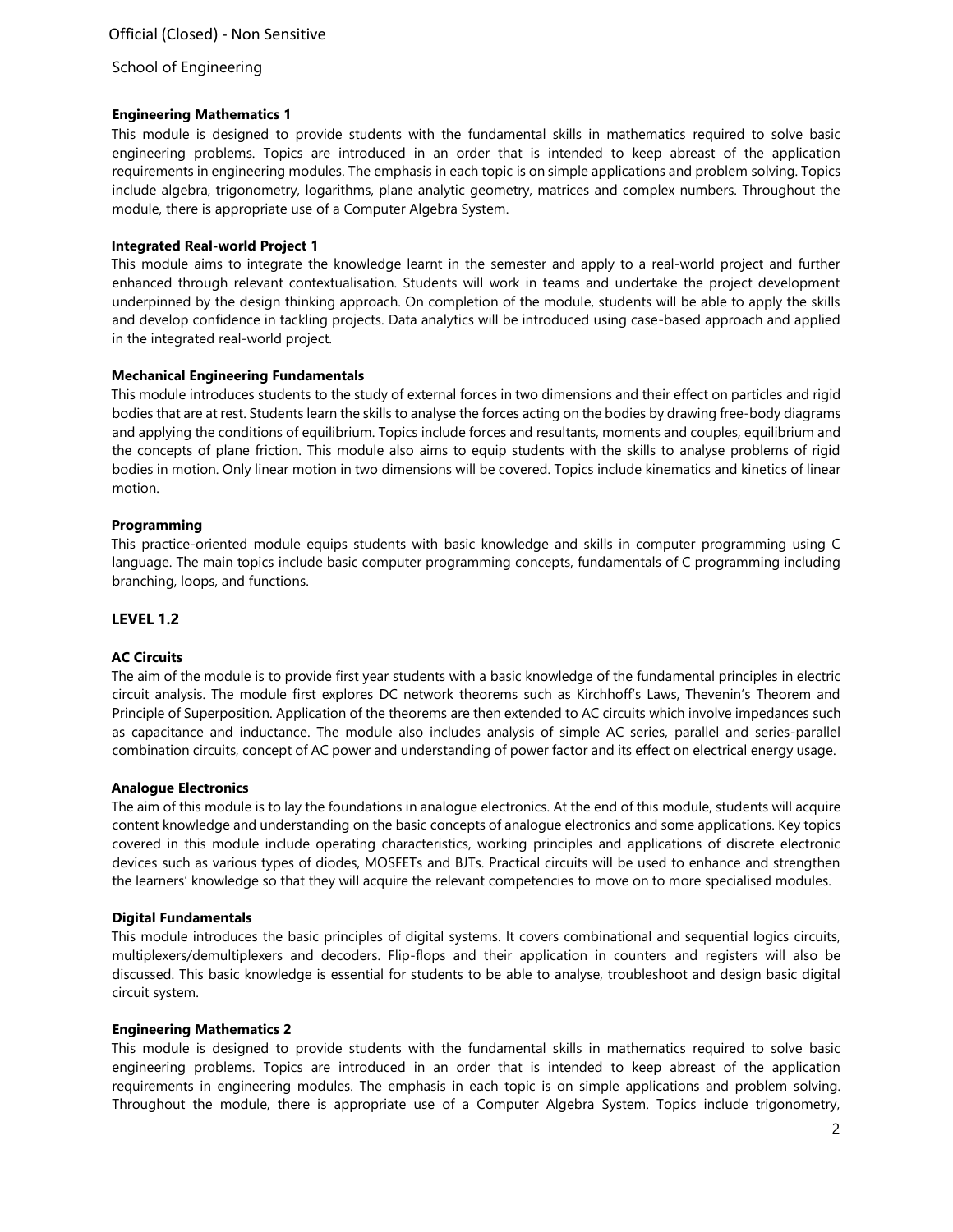### Engineering Mathematics 1

This module is designed to provide students with the fundamental skills in mathematics required to solve basic engineering problems. Topics are introduced in an order that is intended to keep abreast of the application requirements in engineering modules. The emphasis in each topic is on simple applications and problem solving. Topics include algebra, trigonometry, logarithms, plane analytic geometry, matrices and complex numbers. Throughout the module, there is appropriate use of a Computer Algebra System.

### Integrated Real-world Project 1

This module aims to integrate the knowledge learnt in the semester and apply to a real-world project and further enhanced through relevant contextualisation. Students will work in teams and undertake the project development underpinned by the design thinking approach. On completion of the module, students will be able to apply the skills and develop confidence in tackling projects. Data analytics will be introduced using case-based approach and applied in the integrated real-world project.

### Mechanical Engineering Fundamentals

This module introduces students to the study of external forces in two dimensions and their effect on particles and rigid bodies that are at rest. Students learn the skills to analyse the forces acting on the bodies by drawing free-body diagrams and applying the conditions of equilibrium. Topics include forces and resultants, moments and couples, equilibrium and the concepts of plane friction. This module also aims to equip students with the skills to analyse problems of rigid bodies in motion. Only linear motion in two dimensions will be covered. Topics include kinematics and kinetics of linear motion.

### Programming

This practice-oriented module equips students with basic knowledge and skills in computer programming using C language. The main topics include basic computer programming concepts, fundamentals of C programming including branching, loops, and functions.

## LEVEL 1.2

### AC Circuits

The aim of the module is to provide first year students with a basic knowledge of the fundamental principles in electric circuit analysis. The module first explores DC network theorems such as Kirchhoff's Laws, Thevenin's Theorem and Principle of Superposition. Application of the theorems are then extended to AC circuits which involve impedances such as capacitance and inductance. The module also includes analysis of simple AC series, parallel and series-parallel combination circuits, concept of AC power and understanding of power factor and its effect on electrical energy usage.

### Analogue Electronics

The aim of this module is to lay the foundations in analogue electronics. At the end of this module, students will acquire content knowledge and understanding on the basic concepts of analogue electronics and some applications. Key topics covered in this module include operating characteristics, working principles and applications of discrete electronic devices such as various types of diodes, MOSFETs and BJTs. Practical circuits will be used to enhance and strengthen the learners' knowledge so that they will acquire the relevant competencies to move on to more specialised modules.

### Digital Fundamentals

This module introduces the basic principles of digital systems. It covers combinational and sequential logics circuits, multiplexers/demultiplexers and decoders. Flip-flops and their application in counters and registers will also be discussed. This basic knowledge is essential for students to be able to analyse, troubleshoot and design basic digital circuit system.

### Engineering Mathematics 2

This module is designed to provide students with the fundamental skills in mathematics required to solve basic engineering problems. Topics are introduced in an order that is intended to keep abreast of the application requirements in engineering modules. The emphasis in each topic is on simple applications and problem solving. Throughout the module, there is appropriate use of a Computer Algebra System. Topics include trigonometry,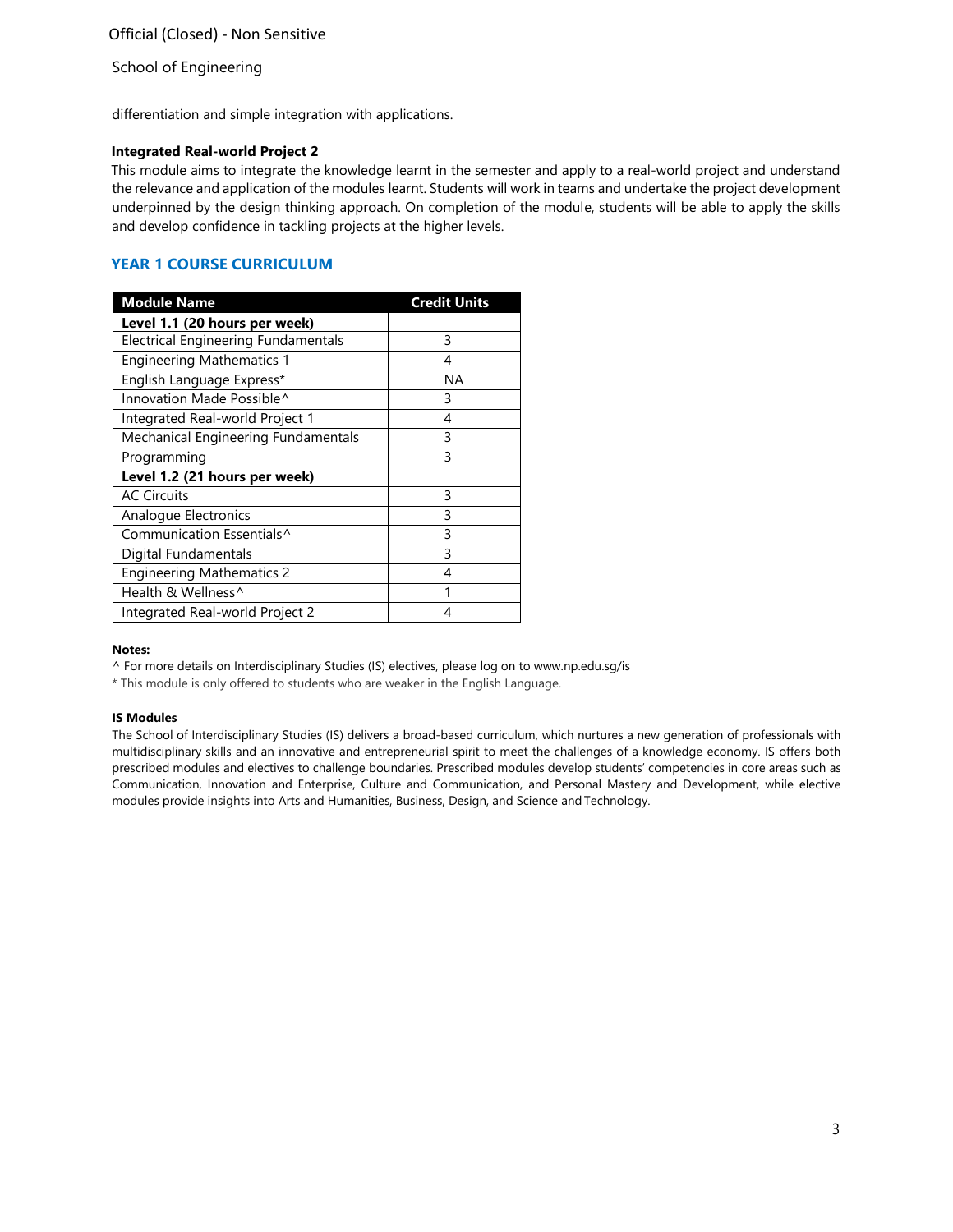differentiation and simple integration with applications.

**Integrated Real-world Project 2**

This module aims to integrate the knowledge learnt in the semester and apply to a real-world project and understand the relevance and application of the modules learnt. Students will work in teams and undertake the project development underpinned by the design thinking approach. On completion of the module, students will be able to apply the skills and develop confidence in tackling projects at the higher levels.

## YEAR 1 COURSE CURRICULUM

| Module Name | Credit Units |
|---|---|
| **Level 1.1 (20 hours per week)** | |
| Electrical Engineering Fundamentals | 3 |
| Engineering Mathematics 1 | 4 |
| English Language Express* | NA |
| Innovation Made Possible^ | 3 |
| Integrated Real-world Project 1 | 4 |
| Mechanical Engineering Fundamentals | 3 |
| Programming | 3 |
| **Level 1.2 (21 hours per week)** | |
| AC Circuits | 3 |
| Analogue Electronics | 3 |
| Communication Essentials^ | 3 |
| Digital Fundamentals | 3 |
| Engineering Mathematics 2 | 4 |
| Health & Wellness^ | 1 |
| Integrated Real-world Project 2 | 4 |

**Notes:**

^ For more details on Interdisciplinary Studies (IS) electives, please log on to www.np.edu.sg/is

* This module is only offered to students who are weaker in the English Language.

**IS Modules**

The School of Interdisciplinary Studies (IS) delivers a broad-based curriculum, which nurtures a new generation of professionals with multidisciplinary skills and an innovative and entrepreneurial spirit to meet the challenges of a knowledge economy. IS offers both prescribed modules and electives to challenge boundaries. Prescribed modules develop students' competencies in core areas such as Communication, Innovation and Enterprise, Culture and Communication, and Personal Mastery and Development, while elective modules provide insights into Arts and Humanities, Business, Design, and Science and Technology.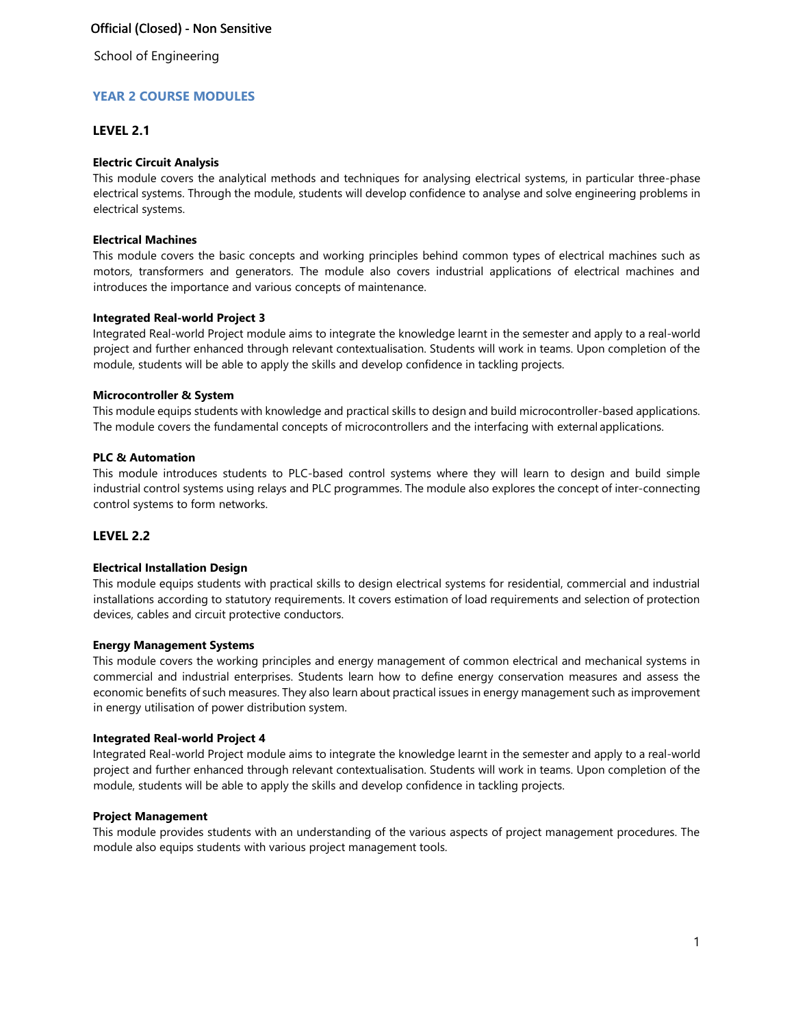School of Engineering

## YEAR 2 COURSE MODULES

### LEVEL 2.1

**Electric Circuit Analysis**
This module covers the analytical methods and techniques for analysing electrical systems, in particular three-phase electrical systems. Through the module, students will develop confidence to analyse and solve engineering problems in electrical systems.

**Electrical Machines**
This module covers the basic concepts and working principles behind common types of electrical machines such as motors, transformers and generators. The module also covers industrial applications of electrical machines and introduces the importance and various concepts of maintenance.

**Integrated Real-world Project 3**
Integrated Real-world Project module aims to integrate the knowledge learnt in the semester and apply to a real-world project and further enhanced through relevant contextualisation. Students will work in teams. Upon completion of the module, students will be able to apply the skills and develop confidence in tackling projects.

**Microcontroller & System**
This module equips students with knowledge and practical skills to design and build microcontroller-based applications. The module covers the fundamental concepts of microcontrollers and the interfacing with external applications.

**PLC & Automation**
This module introduces students to PLC-based control systems where they will learn to design and build simple industrial control systems using relays and PLC programmes. The module also explores the concept of inter-connecting control systems to form networks.

### LEVEL 2.2

**Electrical Installation Design**
This module equips students with practical skills to design electrical systems for residential, commercial and industrial installations according to statutory requirements. It covers estimation of load requirements and selection of protection devices, cables and circuit protective conductors.

**Energy Management Systems**
This module covers the working principles and energy management of common electrical and mechanical systems in commercial and industrial enterprises. Students learn how to define energy conservation measures and assess the economic benefits of such measures. They also learn about practical issues in energy management such as improvement in energy utilisation of power distribution system.

**Integrated Real-world Project 4**
Integrated Real-world Project module aims to integrate the knowledge learnt in the semester and apply to a real-world project and further enhanced through relevant contextualisation. Students will work in teams. Upon completion of the module, students will be able to apply the skills and develop confidence in tackling projects.

**Project Management**
This module provides students with an understanding of the various aspects of project management procedures. The module also equips students with various project management tools.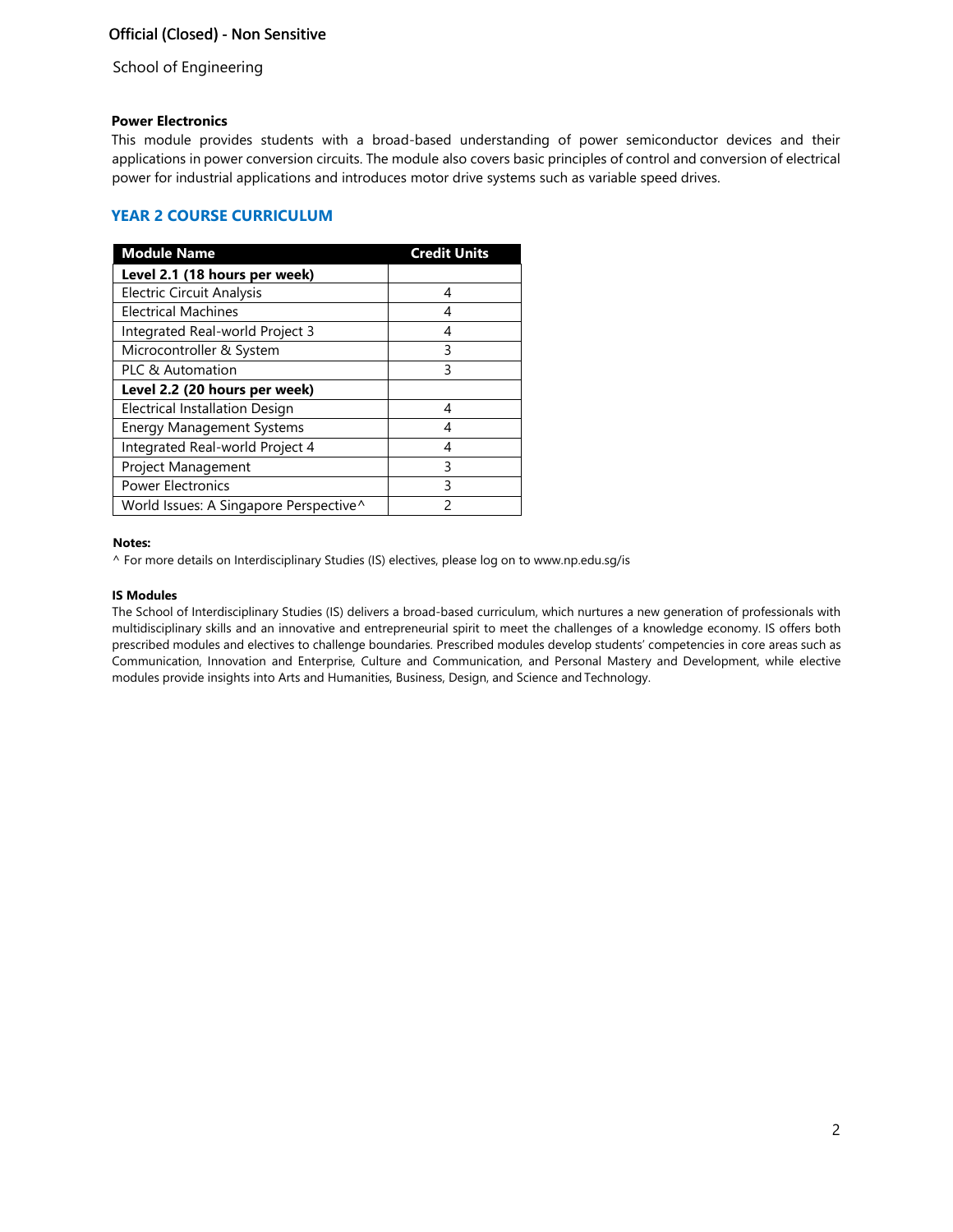### Power Electronics

This module provides students with a broad-based understanding of power semiconductor devices and their applications in power conversion circuits. The module also covers basic principles of control and conversion of electrical power for industrial applications and introduces motor drive systems such as variable speed drives.

## YEAR 2 COURSE CURRICULUM

| Module Name | Credit Units |
|---|---|
| **Level 2.1 (18 hours per week)** | |
| Electric Circuit Analysis | 4 |
| Electrical Machines | 4 |
| Integrated Real-world Project 3 | 4 |
| Microcontroller & System | 3 |
| PLC & Automation | 3 |
| **Level 2.2 (20 hours per week)** | |
| Electrical Installation Design | 4 |
| Energy Management Systems | 4 |
| Integrated Real-world Project 4 | 4 |
| Project Management | 3 |
| Power Electronics | 3 |
| World Issues: A Singapore Perspective^ | 2 |

**Notes:**

^ For more details on Interdisciplinary Studies (IS) electives, please log on to www.np.edu.sg/is

**IS Modules**

The School of Interdisciplinary Studies (IS) delivers a broad-based curriculum, which nurtures a new generation of professionals with multidisciplinary skills and an innovative and entrepreneurial spirit to meet the challenges of a knowledge economy. IS offers both prescribed modules and electives to challenge boundaries. Prescribed modules develop students' competencies in core areas such as Communication, Innovation and Enterprise, Culture and Communication, and Personal Mastery and Development, while elective modules provide insights into Arts and Humanities, Business, Design, and Science and Technology.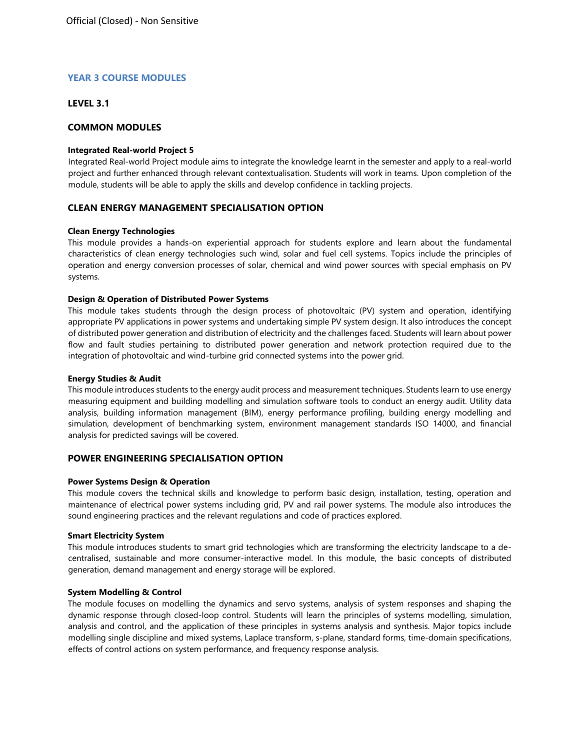## YEAR 3 COURSE MODULES

### LEVEL 3.1

### COMMON MODULES

**Integrated Real-world Project 5**

Integrated Real-world Project module aims to integrate the knowledge learnt in the semester and apply to a real-world project and further enhanced through relevant contextualisation. Students will work in teams. Upon completion of the module, students will be able to apply the skills and develop confidence in tackling projects.

### CLEAN ENERGY MANAGEMENT SPECIALISATION OPTION

**Clean Energy Technologies**

This module provides a hands-on experiential approach for students explore and learn about the fundamental characteristics of clean energy technologies such wind, solar and fuel cell systems. Topics include the principles of operation and energy conversion processes of solar, chemical and wind power sources with special emphasis on PV systems.

**Design & Operation of Distributed Power Systems**

This module takes students through the design process of photovoltaic (PV) system and operation, identifying appropriate PV applications in power systems and undertaking simple PV system design. It also introduces the concept of distributed power generation and distribution of electricity and the challenges faced. Students will learn about power flow and fault studies pertaining to distributed power generation and network protection required due to the integration of photovoltaic and wind-turbine grid connected systems into the power grid.

**Energy Studies & Audit**

This module introduces students to the energy audit process and measurement techniques. Students learn to use energy measuring equipment and building modelling and simulation software tools to conduct an energy audit. Utility data analysis, building information management (BIM), energy performance profiling, building energy modelling and simulation, development of benchmarking system, environment management standards ISO 14000, and financial analysis for predicted savings will be covered.

### POWER ENGINEERING SPECIALISATION OPTION

**Power Systems Design & Operation**

This module covers the technical skills and knowledge to perform basic design, installation, testing, operation and maintenance of electrical power systems including grid, PV and rail power systems. The module also introduces the sound engineering practices and the relevant regulations and code of practices explored.

**Smart Electricity System**

This module introduces students to smart grid technologies which are transforming the electricity landscape to a de-centralised, sustainable and more consumer-interactive model. In this module, the basic concepts of distributed generation, demand management and energy storage will be explored.

**System Modelling & Control**

The module focuses on modelling the dynamics and servo systems, analysis of system responses and shaping the dynamic response through closed-loop control. Students will learn the principles of systems modelling, simulation, analysis and control, and the application of these principles in systems analysis and synthesis. Major topics include modelling single discipline and mixed systems, Laplace transform, s-plane, standard forms, time-domain specifications, effects of control actions on system performance, and frequency response analysis.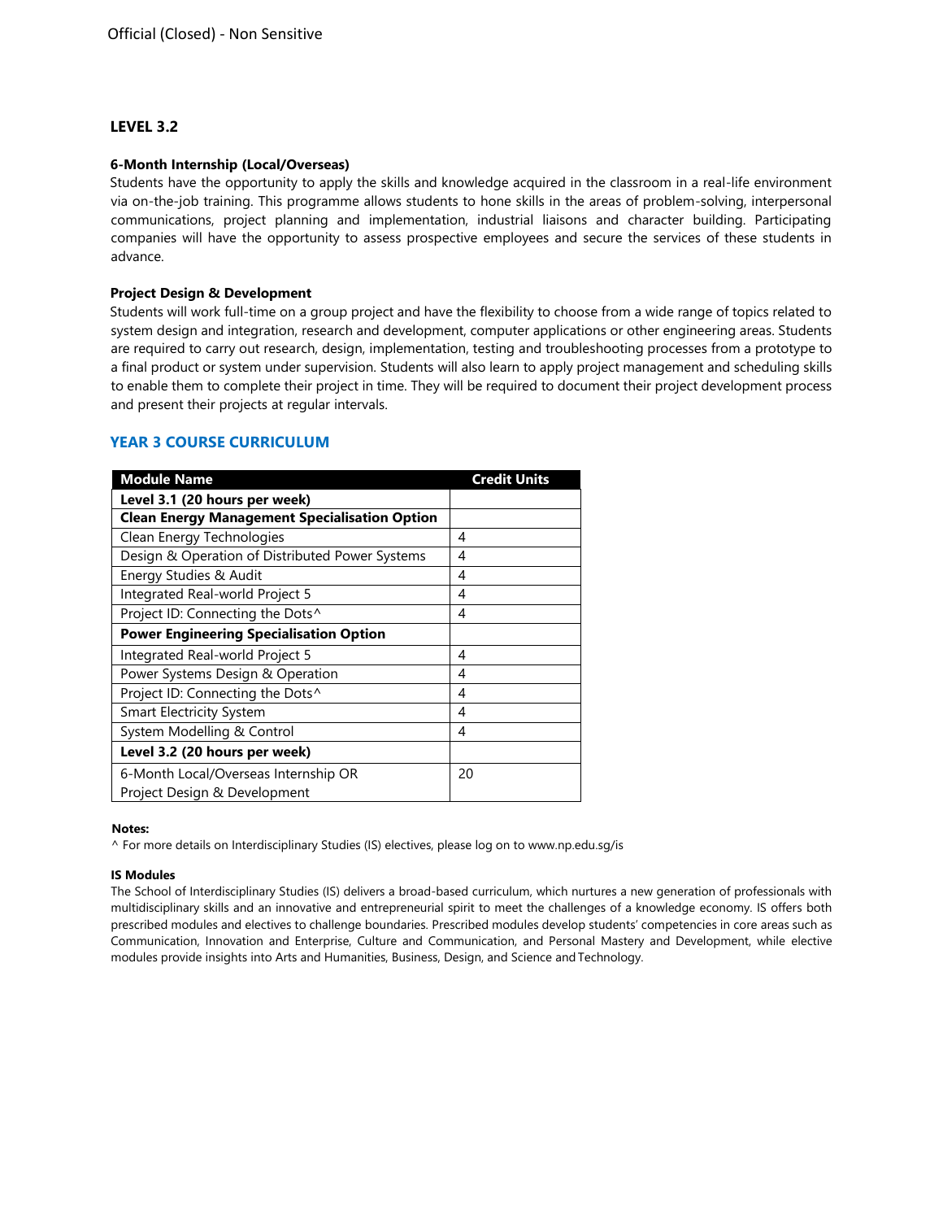## LEVEL 3.2

**6-Month Internship (Local/Overseas)**

Students have the opportunity to apply the skills and knowledge acquired in the classroom in a real-life environment via on-the-job training. This programme allows students to hone skills in the areas of problem-solving, interpersonal communications, project planning and implementation, industrial liaisons and character building. Participating companies will have the opportunity to assess prospective employees and secure the services of these students in advance.

**Project Design & Development**

Students will work full-time on a group project and have the flexibility to choose from a wide range of topics related to system design and integration, research and development, computer applications or other engineering areas. Students are required to carry out research, design, implementation, testing and troubleshooting processes from a prototype to a final product or system under supervision. Students will also learn to apply project management and scheduling skills to enable them to complete their project in time. They will be required to document their project development process and present their projects at regular intervals.

## YEAR 3 COURSE CURRICULUM

| Module Name | Credit Units |
| --- | --- |
| **Level 3.1 (20 hours per week)** | |
| **Clean Energy Management Specialisation Option** | |
| Clean Energy Technologies | 4 |
| Design & Operation of Distributed Power Systems | 4 |
| Energy Studies & Audit | 4 |
| Integrated Real-world Project 5 | 4 |
| Project ID: Connecting the Dots^ | 4 |
| **Power Engineering Specialisation Option** | |
| Integrated Real-world Project 5 | 4 |
| Power Systems Design & Operation | 4 |
| Project ID: Connecting the Dots^ | 4 |
| Smart Electricity System | 4 |
| System Modelling & Control | 4 |
| **Level 3.2 (20 hours per week)** | |
| 6-Month Local/Overseas Internship OR Project Design & Development | 20 |

**Notes:**

^ For more details on Interdisciplinary Studies (IS) electives, please log on to www.np.edu.sg/is

**IS Modules**

The School of Interdisciplinary Studies (IS) delivers a broad-based curriculum, which nurtures a new generation of professionals with multidisciplinary skills and an innovative and entrepreneurial spirit to meet the challenges of a knowledge economy. IS offers both prescribed modules and electives to challenge boundaries. Prescribed modules develop students' competencies in core areas such as Communication, Innovation and Enterprise, Culture and Communication, and Personal Mastery and Development, while elective modules provide insights into Arts and Humanities, Business, Design, and Science and Technology.